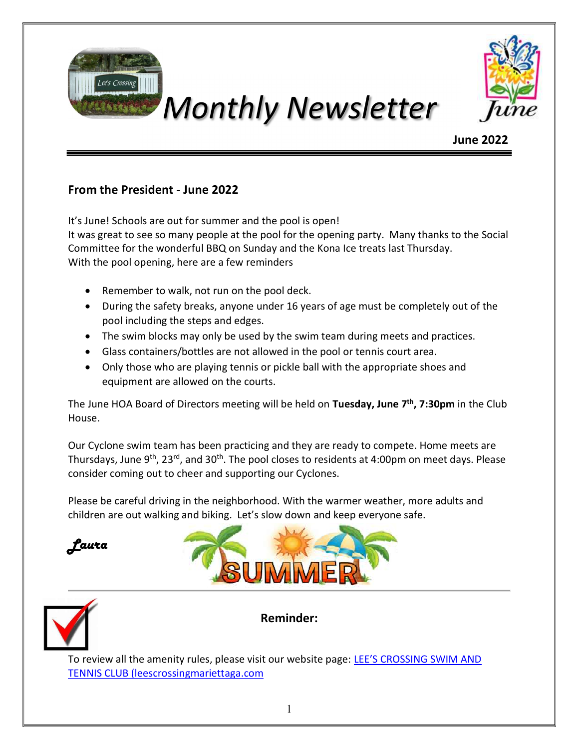# Monthly Newsletter

**June 2022**

## From the President - June 2022

It's June! Schools are out for summer and the pool is open!
It was great to see so many people at the pool for the opening party. Many thanks to the Social Committee for the wonderful BBQ on Sunday and the Kona Ice treats last Thursday.
With the pool opening, here are a few reminders

- Remember to walk, not run on the pool deck.
- During the safety breaks, anyone under 16 years of age must be completely out of the pool including the steps and edges.
- The swim blocks may only be used by the swim team during meets and practices.
- Glass containers/bottles are not allowed in the pool or tennis court area.
- Only those who are playing tennis or pickle ball with the appropriate shoes and equipment are allowed on the courts.

The June HOA Board of Directors meeting will be held on **Tuesday, June 7th, 7:30pm** in the Club House.

Our Cyclone swim team has been practicing and they are ready to compete. Home meets are Thursdays, June 9th, 23rd, and 30th. The pool closes to residents at 4:00pm on meet days. Please consider coming out to cheer and supporting our Cyclones.

Please be careful driving in the neighborhood. With the warmer weather, more adults and children are out walking and biking. Let's slow down and keep everyone safe.

*Laura*

**Reminder:**

To review all the amenity rules, please visit our website page: [LEE'S CROSSING SWIM AND TENNIS CLUB (leescrossingmariettaga.com](leescrossingmariettaga.com)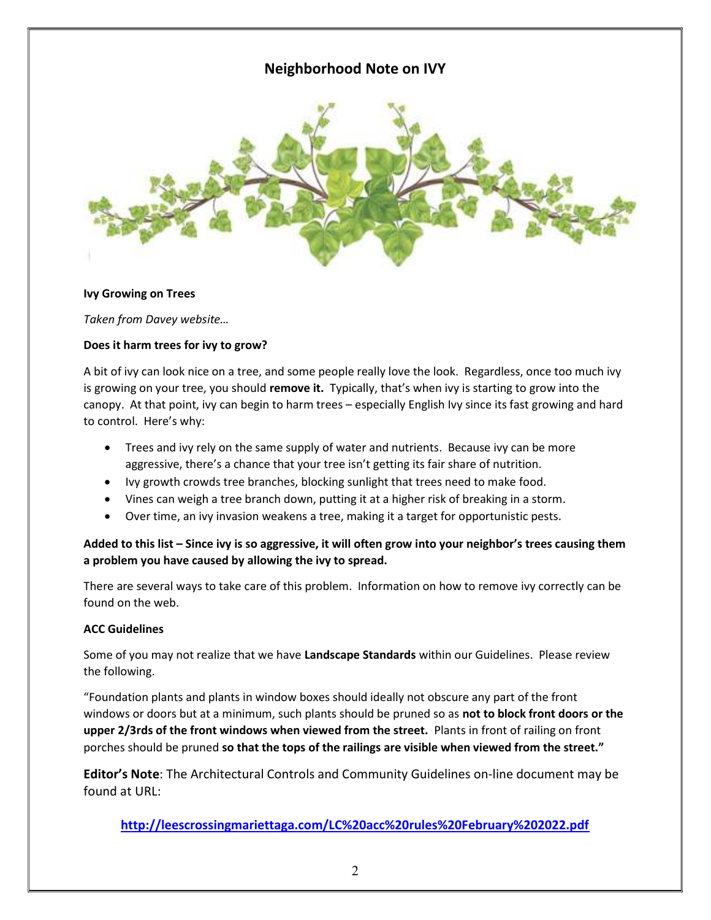# Neighborhood Note on IVY

**Ivy Growing on Trees**

*Taken from Davey website…*

**Does it harm trees for ivy to grow?**

A bit of ivy can look nice on a tree, and some people really love the look. Regardless, once too much ivy is growing on your tree, you should **remove it.** Typically, that's when ivy is starting to grow into the canopy. At that point, ivy can begin to harm trees – especially English Ivy since its fast growing and hard to control. Here's why:

- Trees and ivy rely on the same supply of water and nutrients. Because ivy can be more aggressive, there's a chance that your tree isn't getting its fair share of nutrition.
- Ivy growth crowds tree branches, blocking sunlight that trees need to make food.
- Vines can weigh a tree branch down, putting it at a higher risk of breaking in a storm.
- Over time, an ivy invasion weakens a tree, making it a target for opportunistic pests.

**Added to this list – Since ivy is so aggressive, it will often grow into your neighbor's trees causing them a problem you have caused by allowing the ivy to spread.**

There are several ways to take care of this problem. Information on how to remove ivy correctly can be found on the web.

**ACC Guidelines**

Some of you may not realize that we have **Landscape Standards** within our Guidelines. Please review the following.

"Foundation plants and plants in window boxes should ideally not obscure any part of the front windows or doors but at a minimum, such plants should be pruned so as **not to block front doors or the upper 2/3rds of the front windows when viewed from the street.** Plants in front of railing on front porches should be pruned **so that the tops of the railings are visible when viewed from the street."**

**Editor's Note**: The Architectural Controls and Community Guidelines on-line document may be found at URL:

**http://leescrossingmariettaga.com/LC%20acc%20rules%20February%202022.pdf**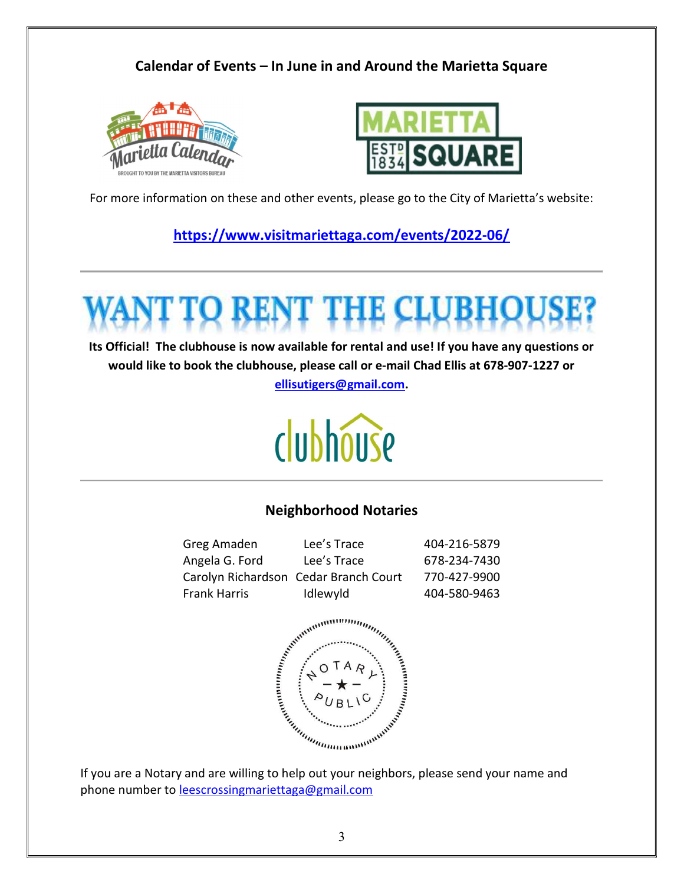## Calendar of Events – In June in and Around the Marietta Square

For more information on these and other events, please go to the City of Marietta's website:

**https://www.visitmariettaga.com/events/2022-06/**

# WANT TO RENT THE CLUBHOUSE?

**Its Official! The clubhouse is now available for rental and use! If you have any questions or would like to book the clubhouse, please call or e-mail Chad Ellis at 678-907-1227 or ellisutigers@gmail.com.**

## Neighborhood Notaries

| Name | Street | Phone |
|---|---|---|
| Greg Amaden | Lee's Trace | 404-216-5879 |
| Angela G. Ford | Lee's Trace | 678-234-7430 |
| Carolyn Richardson | Cedar Branch Court | 770-427-9900 |
| Frank Harris | Idlewyld | 404-580-9463 |

If you are a Notary and are willing to help out your neighbors, please send your name and phone number to leescrossingmariettaga@gmail.com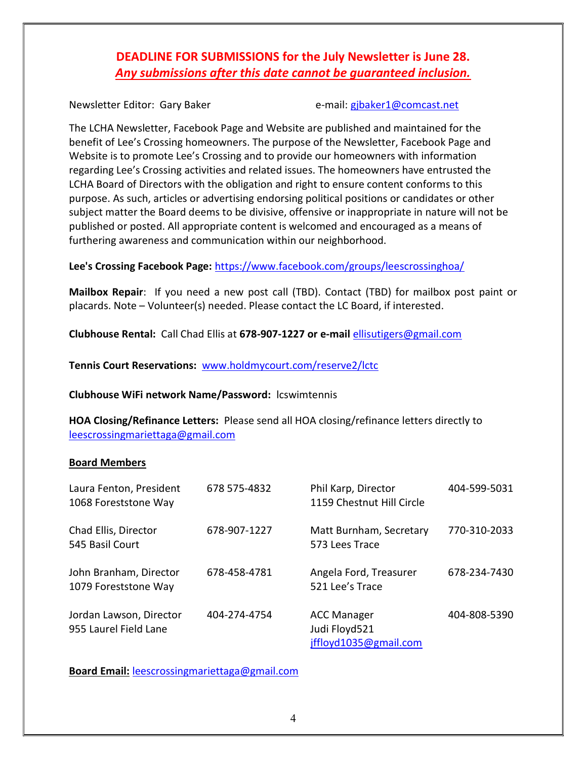**DEADLINE FOR SUBMISSIONS for the July Newsletter is June 28.**
***Any submissions after this date cannot be guaranteed inclusion.***

Newsletter Editor: Gary Baker e-mail: gjbaker1@comcast.net

The LCHA Newsletter, Facebook Page and Website are published and maintained for the benefit of Lee's Crossing homeowners. The purpose of the Newsletter, Facebook Page and Website is to promote Lee's Crossing and to provide our homeowners with information regarding Lee's Crossing activities and related issues. The homeowners have entrusted the LCHA Board of Directors with the obligation and right to ensure content conforms to this purpose. As such, articles or advertising endorsing political positions or candidates or other subject matter the Board deems to be divisive, offensive or inappropriate in nature will not be published or posted. All appropriate content is welcomed and encouraged as a means of furthering awareness and communication within our neighborhood.

**Lee's Crossing Facebook Page:** https://www.facebook.com/groups/leescrossinghoa/

**Mailbox Repair**: If you need a new post call (TBD). Contact (TBD) for mailbox post paint or placards. Note – Volunteer(s) needed. Please contact the LC Board, if interested.

**Clubhouse Rental:** Call Chad Ellis at **678-907-1227 or e-mail** ellisutigers@gmail.com

**Tennis Court Reservations:** www.holdmycourt.com/reserve2/lctc

**Clubhouse WiFi network Name/Password:** lcswimtennis

**HOA Closing/Refinance Letters:** Please send all HOA closing/refinance letters directly to leescrossingmariettaga@gmail.com

**Board Members**

| | | | |
|---|---|---|---|
| Laura Fenton, President<br>1068 Foreststone Way | 678 575-4832 | Phil Karp, Director<br>1159 Chestnut Hill Circle | 404-599-5031 |
| Chad Ellis, Director<br>545 Basil Court | 678-907-1227 | Matt Burnham, Secretary<br>573 Lees Trace | 770-310-2033 |
| John Branham, Director<br>1079 Foreststone Way | 678-458-4781 | Angela Ford, Treasurer<br>521 Lee's Trace | 678-234-7430 |
| Jordan Lawson, Director<br>955 Laurel Field Lane | 404-274-4754 | ACC Manager<br>Judi Floyd521<br>jffloyd1035@gmail.com | 404-808-5390 |

**Board Email:** leescrossingmariettaga@gmail.com